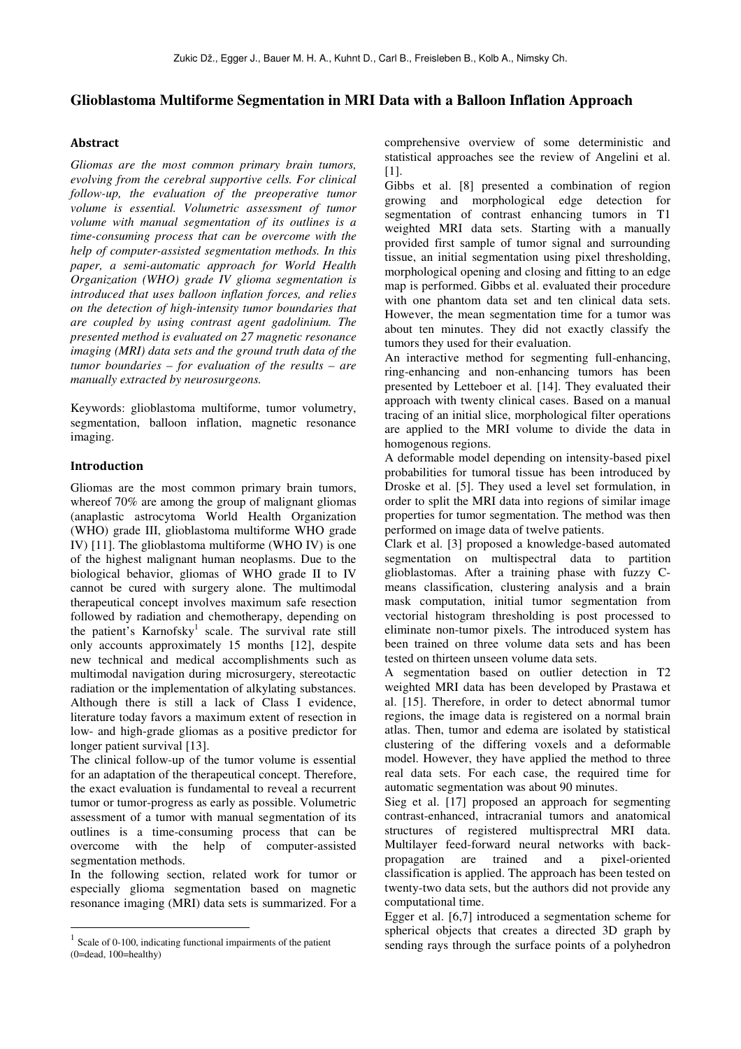Zukic Dž., Egger J., Bauer M. H. A., Kuhnt D., Carl B., Freisleben B., Kolb A., Nimsky Ch.

# Glioblastoma Multiforme Segmentation in MRI Data with a Balloon Inflation Approach

## Abstract

*Gliomas are the most common primary brain tumors, evolving from the cerebral supportive cells. For clinical follow-up, the evaluation of the preoperative tumor volume is essential. Volumetric assessment of tumor volume with manual segmentation of its outlines is a time-consuming process that can be overcome with the help of computer-assisted segmentation methods. In this paper, a semi-automatic approach for World Health Organization (WHO) grade IV glioma segmentation is introduced that uses balloon inflation forces, and relies on the detection of high-intensity tumor boundaries that are coupled by using contrast agent gadolinium. The presented method is evaluated on 27 magnetic resonance imaging (MRI) data sets and the ground truth data of the tumor boundaries – for evaluation of the results – are manually extracted by neurosurgeons.*

Keywords: glioblastoma multiforme, tumor volumetry, segmentation, balloon inflation, magnetic resonance imaging.

## Introduction

Gliomas are the most common primary brain tumors, whereof 70% are among the group of malignant gliomas (anaplastic astrocytoma World Health Organization (WHO) grade III, glioblastoma multiforme WHO grade IV) [11]. The glioblastoma multiforme (WHO IV) is one of the highest malignant human neoplasms. Due to the biological behavior, gliomas of WHO grade II to IV cannot be cured with surgery alone. The multimodal therapeutical concept involves maximum safe resection followed by radiation and chemotherapy, depending on the patient's Karnofsky[1] scale. The survival rate still only accounts approximately 15 months [12], despite new technical and medical accomplishments such as multimodal navigation during microsurgery, stereotactic radiation or the implementation of alkylating substances. Although there is still a lack of Class I evidence, literature today favors a maximum extent of resection in low- and high-grade gliomas as a positive predictor for longer patient survival [13].

The clinical follow-up of the tumor volume is essential for an adaptation of the therapeutical concept. Therefore, the exact evaluation is fundamental to reveal a recurrent tumor or tumor-progress as early as possible. Volumetric assessment of a tumor with manual segmentation of its outlines is a time-consuming process that can be overcome with the help of computer-assisted segmentation methods.

In the following section, related work for tumor or especially glioma segmentation based on magnetic resonance imaging (MRI) data sets is summarized. For a comprehensive overview of some deterministic and statistical approaches see the review of Angelini et al. [1].

Gibbs et al. [8] presented a combination of region growing and morphological edge detection for segmentation of contrast enhancing tumors in T1 weighted MRI data sets. Starting with a manually provided first sample of tumor signal and surrounding tissue, an initial segmentation using pixel thresholding, morphological opening and closing and fitting to an edge map is performed. Gibbs et al. evaluated their procedure with one phantom data set and ten clinical data sets. However, the mean segmentation time for a tumor was about ten minutes. They did not exactly classify the tumors they used for their evaluation.

An interactive method for segmenting full-enhancing, ring-enhancing and non-enhancing tumors has been presented by Letteboer et al. [14]. They evaluated their approach with twenty clinical cases. Based on a manual tracing of an initial slice, morphological filter operations are applied to the MRI volume to divide the data in homogenous regions.

A deformable model depending on intensity-based pixel probabilities for tumoral tissue has been introduced by Droske et al. [5]. They used a level set formulation, in order to split the MRI data into regions of similar image properties for tumor segmentation. The method was then performed on image data of twelve patients.

Clark et al. [3] proposed a knowledge-based automated segmentation on multispectral data to partition glioblastomas. After a training phase with fuzzy C-means classification, clustering analysis and a brain mask computation, initial tumor segmentation from vectorial histogram thresholding is post processed to eliminate non-tumor pixels. The introduced system has been trained on three volume data sets and has been tested on thirteen unseen volume data sets.

A segmentation based on outlier detection in T2 weighted MRI data has been developed by Prastawa et al. [15]. Therefore, in order to detect abnormal tumor regions, the image data is registered on a normal brain atlas. Then, tumor and edema are isolated by statistical clustering of the differing voxels and a deformable model. However, they have applied the method to three real data sets. For each case, the required time for automatic segmentation was about 90 minutes.

Sieg et al. [17] proposed an approach for segmenting contrast-enhanced, intracranial tumors and anatomical structures of registered multisprectral MRI data. Multilayer feed-forward neural networks with back-propagation are trained and a pixel-oriented classification is applied. The approach has been tested on twenty-two data sets, but the authors did not provide any computational time.

Egger et al. [6,7] introduced a segmentation scheme for spherical objects that creates a directed 3D graph by sending rays through the surface points of a polyhedron

[1] Scale of 0-100, indicating functional impairments of the patient (0=dead, 100=healthy)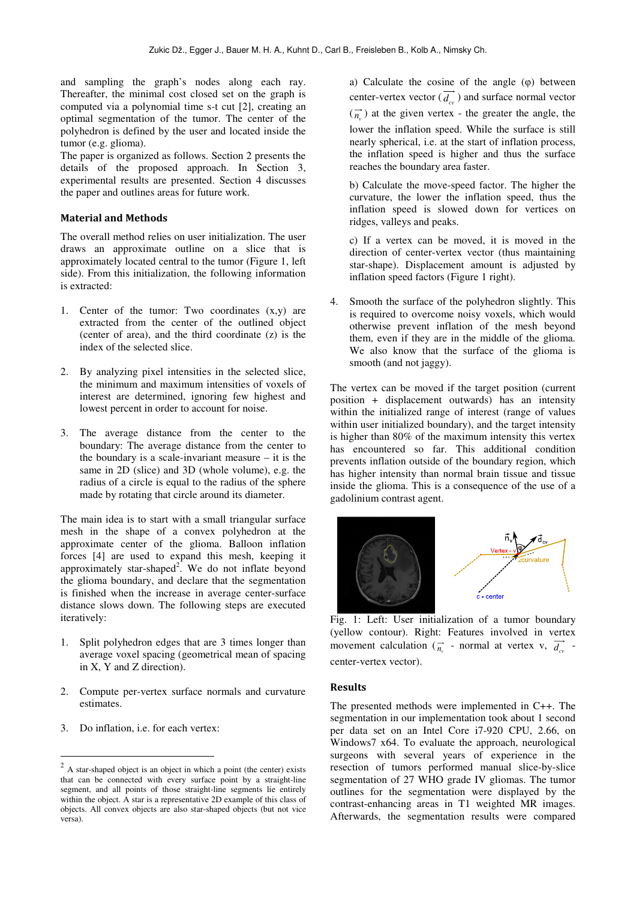and sampling the graph's nodes along each ray. Thereafter, the minimal cost closed set on the graph is computed via a polynomial time s-t cut [2], creating an optimal segmentation of the tumor. The center of the polyhedron is defined by the user and located inside the tumor (e.g. glioma).

The paper is organized as follows. Section 2 presents the details of the proposed approach. In Section 3, experimental results are presented. Section 4 discusses the paper and outlines areas for future work.

## Material and Methods

The overall method relies on user initialization. The user draws an approximate outline on a slice that is approximately located central to the tumor (Figure 1, left side). From this initialization, the following information is extracted:

1. Center of the tumor: Two coordinates (x,y) are extracted from the center of the outlined object (center of area), and the third coordinate (z) is the index of the selected slice.

2. By analyzing pixel intensities in the selected slice, the minimum and maximum intensities of voxels of interest are determined, ignoring few highest and lowest percent in order to account for noise.

3. The average distance from the center to the boundary: The average distance from the center to the boundary is a scale-invariant measure – it is the same in 2D (slice) and 3D (whole volume), e.g. the radius of a circle is equal to the radius of the sphere made by rotating that circle around its diameter.

The main idea is to start with a small triangular surface mesh in the shape of a convex polyhedron at the approximate center of the glioma. Balloon inflation forces [4] are used to expand this mesh, keeping it approximately star-shaped[2]. We do not inflate beyond the glioma boundary, and declare that the segmentation is finished when the increase in average center-surface distance slows down. The following steps are executed iteratively:

1. Split polyhedron edges that are 3 times longer than average voxel spacing (geometrical mean of spacing in X, Y and Z direction).

2. Compute per-vertex surface normals and curvature estimates.

3. Do inflation, i.e. for each vertex:

   a) Calculate the cosine of the angle (φ) between center-vertex vector ($\vec{d_{cv}}$) and surface normal vector ($\vec{n_v}$) at the given vertex - the greater the angle, the lower the inflation speed. While the surface is still nearly spherical, i.e. at the start of inflation process, the inflation speed is higher and thus the surface reaches the boundary area faster.

   b) Calculate the move-speed factor. The higher the curvature, the lower the inflation speed, thus the inflation speed is slowed down for vertices on ridges, valleys and peaks.

   c) If a vertex can be moved, it is moved in the direction of center-vertex vector (thus maintaining star-shape). Displacement amount is adjusted by inflation speed factors (Figure 1 right).

4. Smooth the surface of the polyhedron slightly. This is required to overcome noisy voxels, which would otherwise prevent inflation of the mesh beyond them, even if they are in the middle of the glioma. We also know that the surface of the glioma is smooth (and not jaggy).

The vertex can be moved if the target position (current position + displacement outwards) has an intensity within the initialized range of interest (range of values within user initialized boundary), and the target intensity is higher than 80% of the maximum intensity this vertex has encountered so far. This additional condition prevents inflation outside of the boundary region, which has higher intensity than normal brain tissue and tissue inside the glioma. This is a consequence of the use of a gadolinium contrast agent.

Fig. 1: Left: User initialization of a tumor boundary (yellow contour). Right: Features involved in vertex movement calculation ($\vec{n_v}$ - normal at vertex v, $\vec{d_{cv}}$ - center-vertex vector).

## Results

The presented methods were implemented in C++. The segmentation in our implementation took about 1 second per data set on an Intel Core i7-920 CPU, 2.66, on Windows7 x64. To evaluate the approach, neurological surgeons with several years of experience in the resection of tumors performed manual slice-by-slice segmentation of 27 WHO grade IV gliomas. The tumor outlines for the segmentation were displayed by the contrast-enhancing areas in T1 weighted MR images. Afterwards, the segmentation results were compared

---

[2] A star-shaped object is an object in which a point (the center) exists that can be connected with every surface point by a straight-line segment, and all points of those straight-line segments lie entirely within the object. A star is a representative 2D example of this class of objects. All convex objects are also star-shaped objects (but not vice versa).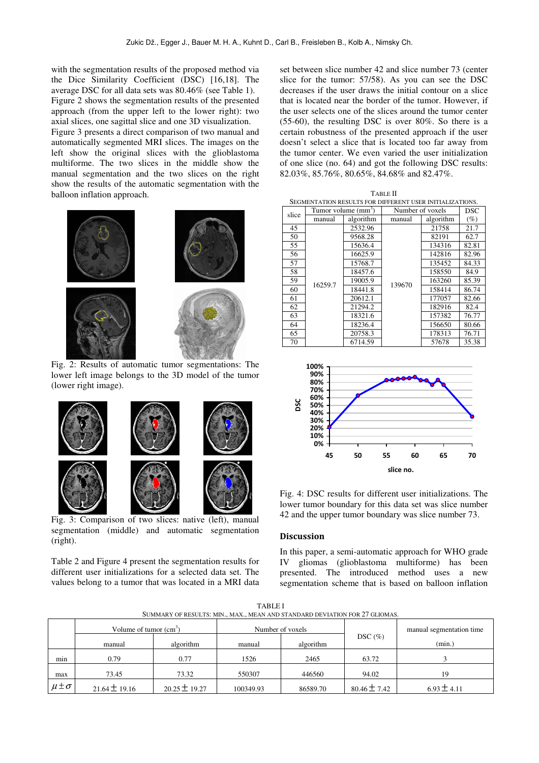with the segmentation results of the proposed method via the Dice Similarity Coefficient (DSC) [16,18]. The average DSC for all data sets was 80.46% (see Table 1). Figure 2 shows the segmentation results of the presented approach (from the upper left to the lower right): two axial slices, one sagittal slice and one 3D visualization. Figure 3 presents a direct comparison of two manual and automatically segmented MRI slices. The images on the left show the original slices with the glioblastoma multiforme. The two slices in the middle show the manual segmentation and the two slices on the right show the results of the automatic segmentation with the balloon inflation approach.

Fig. 2: Results of automatic tumor segmentations: The lower left image belongs to the 3D model of the tumor (lower right image).

Fig. 3: Comparison of two slices: native (left), manual segmentation (middle) and automatic segmentation (right).

Table 2 and Figure 4 present the segmentation results for different user initializations for a selected data set. The values belong to a tumor that was located in a MRI data set between slice number 42 and slice number 73 (center slice for the tumor: 57/58). As you can see the DSC decreases if the user draws the initial contour on a slice that is located near the border of the tumor. However, if the user selects one of the slices around the tumor center (55-60), the resulting DSC is over 80%. So there is a certain robustness of the presented approach if the user doesn't select a slice that is located too far away from the tumor center. We even varied the user initialization of one slice (no. 64) and got the following DSC results: 82.03%, 85.76%, 80.65%, 84.68% and 82.47%.

TABLE II
SEGMENTATION RESULTS FOR DIFFERENT USER INITIALIZATIONS.

| slice | Tumor volume (mm$^3$) | | Number of voxels | | DSC |
|---|---|---|---|---|---|
| | manual | algorithm | manual | algorithm | (%) |
| 45 | 16259.7 | 2532.96 | 139670 | 21758 | 21.7 |
| 50 | | 9568.28 | | 82191 | 62.7 |
| 55 | | 15636.4 | | 134316 | 82.81 |
| 56 | | 16625.9 | | 142816 | 82.96 |
| 57 | | 15768.7 | | 135452 | 84.33 |
| 58 | | 18457.6 | | 158550 | 84.9 |
| 59 | | 19005.9 | | 163260 | 85.39 |
| 60 | | 18441.8 | | 158414 | 86.74 |
| 61 | | 20612.1 | | 177057 | 82.66 |
| 62 | | 21294.2 | | 182916 | 82.4 |
| 63 | | 18321.6 | | 157382 | 76.77 |
| 64 | | 18236.4 | | 156650 | 80.66 |
| 65 | | 20758.3 | | 178313 | 76.71 |
| 70 | | 6714.59 | | 57678 | 35.38 |

Fig. 4: DSC results for different user initializations. The lower tumor boundary for this data set was slice number 42 and the upper tumor boundary was slice number 73.

## Discussion

In this paper, a semi-automatic approach for WHO grade IV gliomas (glioblastoma multiforme) has been presented. The introduced method uses a new segmentation scheme that is based on balloon inflation

TABLE I
SUMMARY OF RESULTS: MIN., MAX., MEAN AND STANDARD DEVIATION FOR 27 GLIOMAS.

| | Volume of tumor (cm$^3$) | | Number of voxels | | DSC (%) | manual segmentation time |
|---|---|---|---|---|---|---|
| | manual | algorithm | manual | algorithm | | (min.) |
| min | 0.79 | 0.77 | 1526 | 2465 | 63.72 | 3 |
| max | 73.45 | 73.32 | 550307 | 446560 | 94.02 | 19 |
| $\mu \pm \sigma$ | 21.64 $\pm$ 19.16 | 20.25 $\pm$ 19.27 | 100349.93 | 86589.70 | 80.46 $\pm$ 7.42 | 6.93 $\pm$ 4.11 |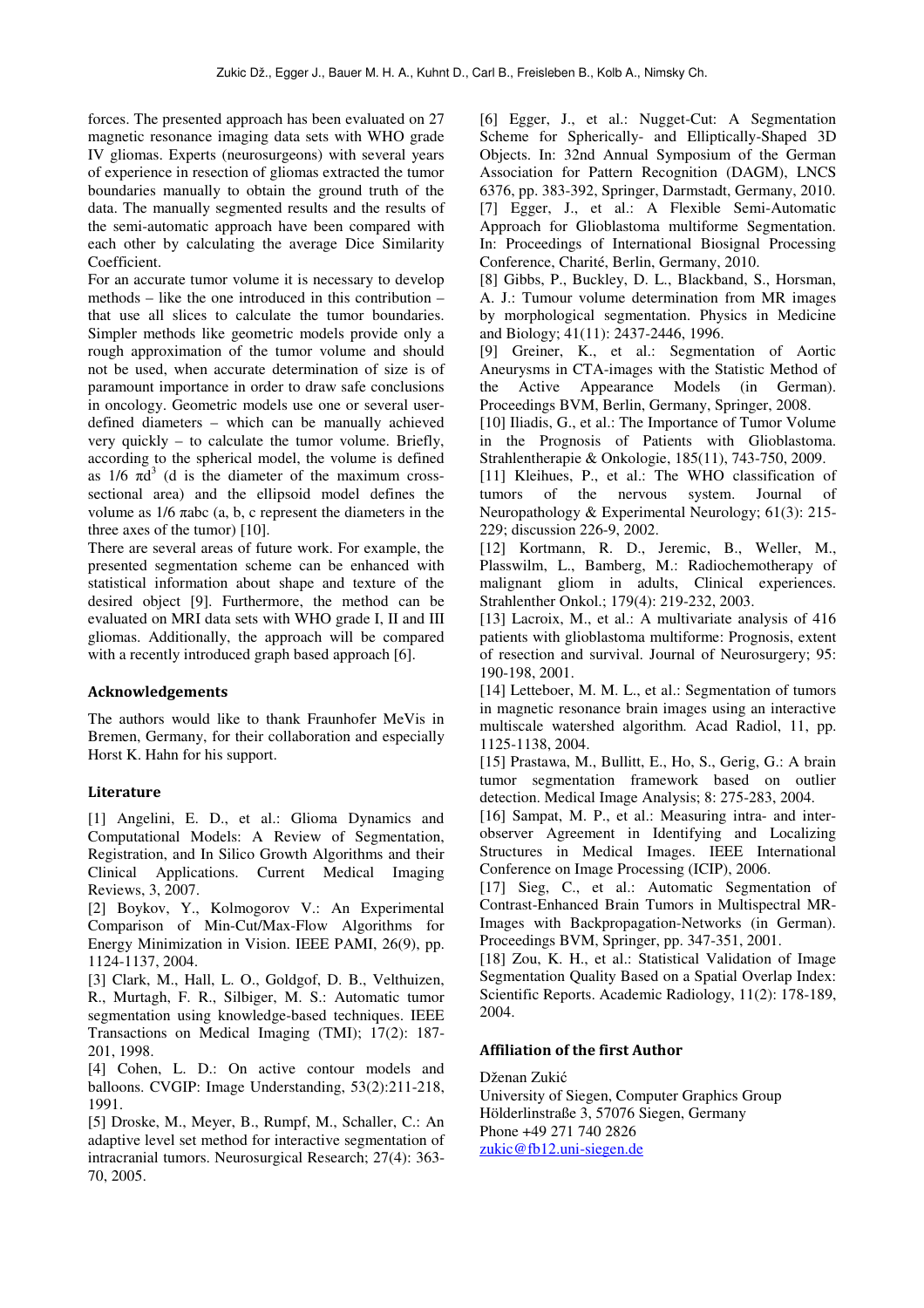forces. The presented approach has been evaluated on 27 magnetic resonance imaging data sets with WHO grade IV gliomas. Experts (neurosurgeons) with several years of experience in resection of gliomas extracted the tumor boundaries manually to obtain the ground truth of the data. The manually segmented results and the results of the semi-automatic approach have been compared with each other by calculating the average Dice Similarity Coefficient.

For an accurate tumor volume it is necessary to develop methods – like the one introduced in this contribution – that use all slices to calculate the tumor boundaries. Simpler methods like geometric models provide only a rough approximation of the tumor volume and should not be used, when accurate determination of size is of paramount importance in order to draw safe conclusions in oncology. Geometric models use one or several user-defined diameters – which can be manually achieved very quickly – to calculate the tumor volume. Briefly, according to the spherical model, the volume is defined as $1/6\ \pi d^3$ (d is the diameter of the maximum cross-sectional area) and the ellipsoid model defines the volume as $1/6\ \pi abc$ (a, b, c represent the diameters in the three axes of the tumor) [10].

There are several areas of future work. For example, the presented segmentation scheme can be enhanced with statistical information about shape and texture of the desired object [9]. Furthermore, the method can be evaluated on MRI data sets with WHO grade I, II and III gliomas. Additionally, the approach will be compared with a recently introduced graph based approach [6].

## Acknowledgements

The authors would like to thank Fraunhofer MeVis in Bremen, Germany, for their collaboration and especially Horst K. Hahn for his support.

## Literature

[1] Angelini, E. D., et al.: Glioma Dynamics and Computational Models: A Review of Segmentation, Registration, and In Silico Growth Algorithms and their Clinical Applications. Current Medical Imaging Reviews, 3, 2007.

[2] Boykov, Y., Kolmogorov V.: An Experimental Comparison of Min-Cut/Max-Flow Algorithms for Energy Minimization in Vision. IEEE PAMI, 26(9), pp. 1124-1137, 2004.

[3] Clark, M., Hall, L. O., Goldgof, D. B., Velthuizen, R., Murtagh, F. R., Silbiger, M. S.: Automatic tumor segmentation using knowledge-based techniques. IEEE Transactions on Medical Imaging (TMI); 17(2): 187-201, 1998.

[4] Cohen, L. D.: On active contour models and balloons. CVGIP: Image Understanding, 53(2):211-218, 1991.

[5] Droske, M., Meyer, B., Rumpf, M., Schaller, C.: An adaptive level set method for interactive segmentation of intracranial tumors. Neurosurgical Research; 27(4): 363-70, 2005.

[6] Egger, J., et al.: Nugget-Cut: A Segmentation Scheme for Spherically- and Elliptically-Shaped 3D Objects. In: 32nd Annual Symposium of the German Association for Pattern Recognition (DAGM), LNCS 6376, pp. 383-392, Springer, Darmstadt, Germany, 2010.

[7] Egger, J., et al.: A Flexible Semi-Automatic Approach for Glioblastoma multiforme Segmentation. In: Proceedings of International Biosignal Processing Conference, Charité, Berlin, Germany, 2010.

[8] Gibbs, P., Buckley, D. L., Blackband, S., Horsman, A. J.: Tumour volume determination from MR images by morphological segmentation. Physics in Medicine and Biology; 41(11): 2437-2446, 1996.

[9] Greiner, K., et al.: Segmentation of Aortic Aneurysms in CTA-images with the Statistic Method of the Active Appearance Models (in German). Proceedings BVM, Berlin, Germany, Springer, 2008.

[10] Iliadis, G., et al.: The Importance of Tumor Volume in the Prognosis of Patients with Glioblastoma. Strahlentherapie & Onkologie, 185(11), 743-750, 2009.

[11] Kleihues, P., et al.: The WHO classification of tumors of the nervous system. Journal of Neuropathology & Experimental Neurology; 61(3): 215-229; discussion 226-9, 2002.

[12] Kortmann, R. D., Jeremic, B., Weller, M., Plasswilm, L., Bamberg, M.: Radiochemotherapy of malignant gliom in adults, Clinical experiences. Strahlenther Onkol.; 179(4): 219-232, 2003.

[13] Lacroix, M., et al.: A multivariate analysis of 416 patients with glioblastoma multiforme: Prognosis, extent of resection and survival. Journal of Neurosurgery; 95: 190-198, 2001.

[14] Letteboer, M. M. L., et al.: Segmentation of tumors in magnetic resonance brain images using an interactive multiscale watershed algorithm. Acad Radiol, 11, pp. 1125-1138, 2004.

[15] Prastawa, M., Bullitt, E., Ho, S., Gerig, G.: A brain tumor segmentation framework based on outlier detection. Medical Image Analysis; 8: 275-283, 2004.

[16] Sampat, M. P., et al.: Measuring intra- and inter-observer Agreement in Identifying and Localizing Structures in Medical Images. IEEE International Conference on Image Processing (ICIP), 2006.

[17] Sieg, C., et al.: Automatic Segmentation of Contrast-Enhanced Brain Tumors in Multispectral MR-Images with Backpropagation-Networks (in German). Proceedings BVM, Springer, pp. 347-351, 2001.

[18] Zou, K. H., et al.: Statistical Validation of Image Segmentation Quality Based on a Spatial Overlap Index: Scientific Reports. Academic Radiology, 11(2): 178-189, 2004.

## Affiliation of the first Author

Dženan Zukić
University of Siegen, Computer Graphics Group
Hölderlinstraße 3, 57076 Siegen, Germany
Phone +49 271 740 2826
zukic@fb12.uni-siegen.de